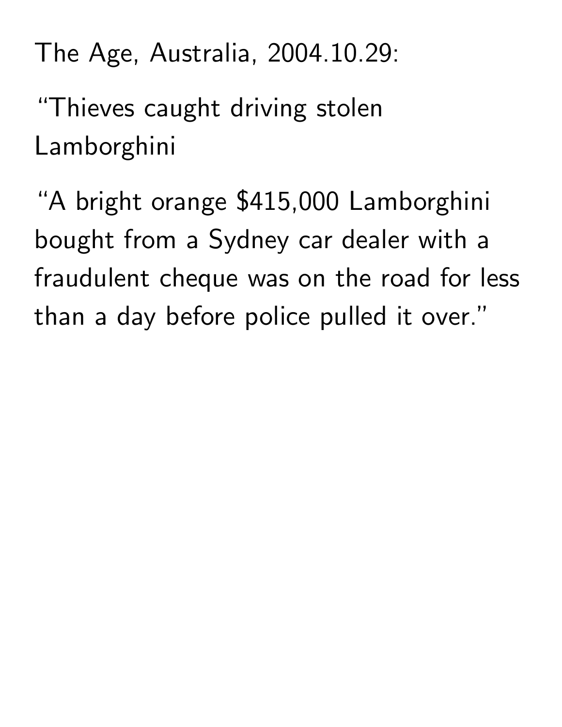The Age, Australia, 2004.10.29:

“Thieves caught driving stolen Lamborghini

“A bright orange $415,000 Lamborghini bought from a Sydney car dealer with a fraudulent cheque was on the road for less than a day before police pulled it over.”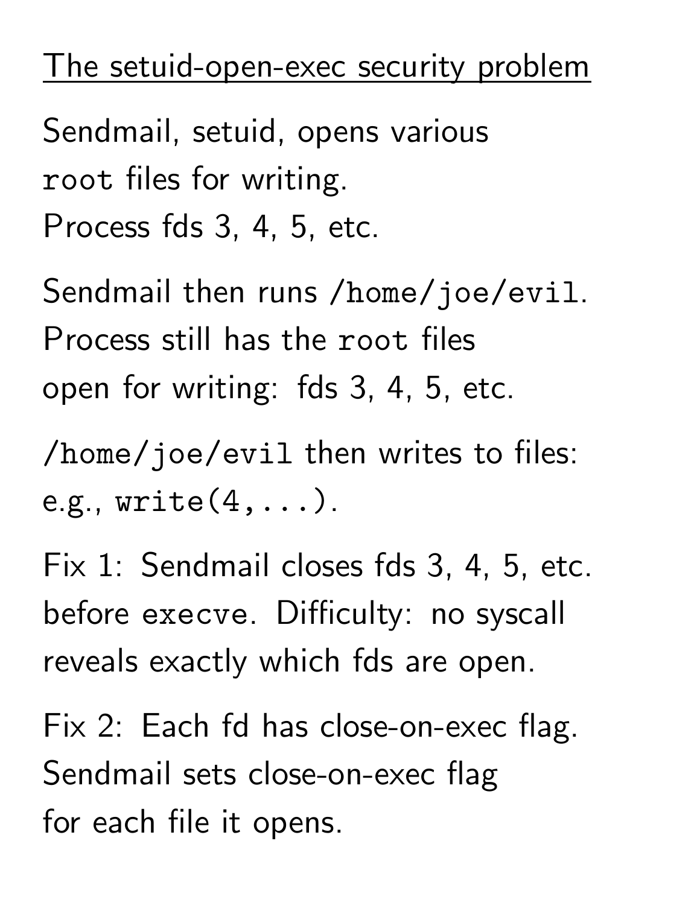## The setuid-open-exec security problem

Sendmail, setuid, opens various `root` files for writing.
Process fds 3, 4, 5, etc.

Sendmail then runs `/home/joe/evil`.
Process still has the `root` files open for writing: fds 3, 4, 5, etc.

`/home/joe/evil` then writes to files: e.g., `write(4,...)`.

Fix 1: Sendmail closes fds 3, 4, 5, etc. before `execve`. Difficulty: no syscall reveals exactly which fds are open.

Fix 2: Each fd has close-on-exec flag. Sendmail sets close-on-exec flag for each file it opens.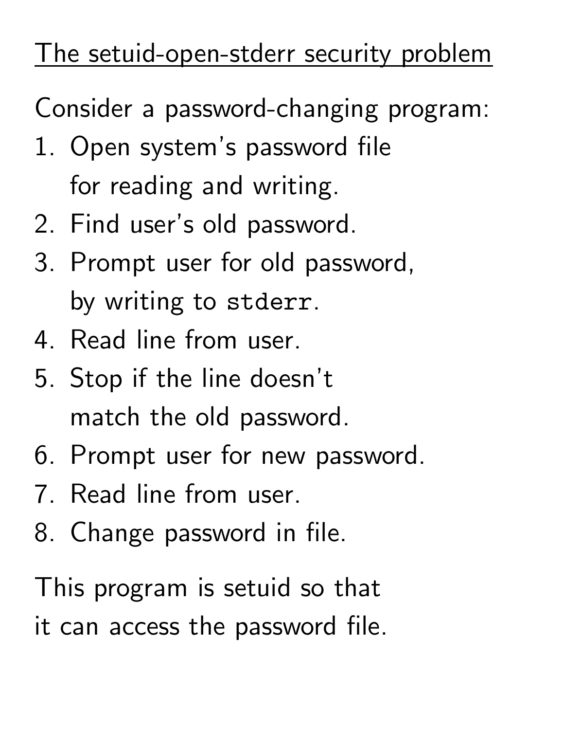# The setuid-open-stderr security problem

Consider a password-changing program:

1. Open system's password file for reading and writing.
2. Find user's old password.
3. Prompt user for old password, by writing to `stderr`.
4. Read line from user.
5. Stop if the line doesn't match the old password.
6. Prompt user for new password.
7. Read line from user.
8. Change password in file.

This program is setuid so that it can access the password file.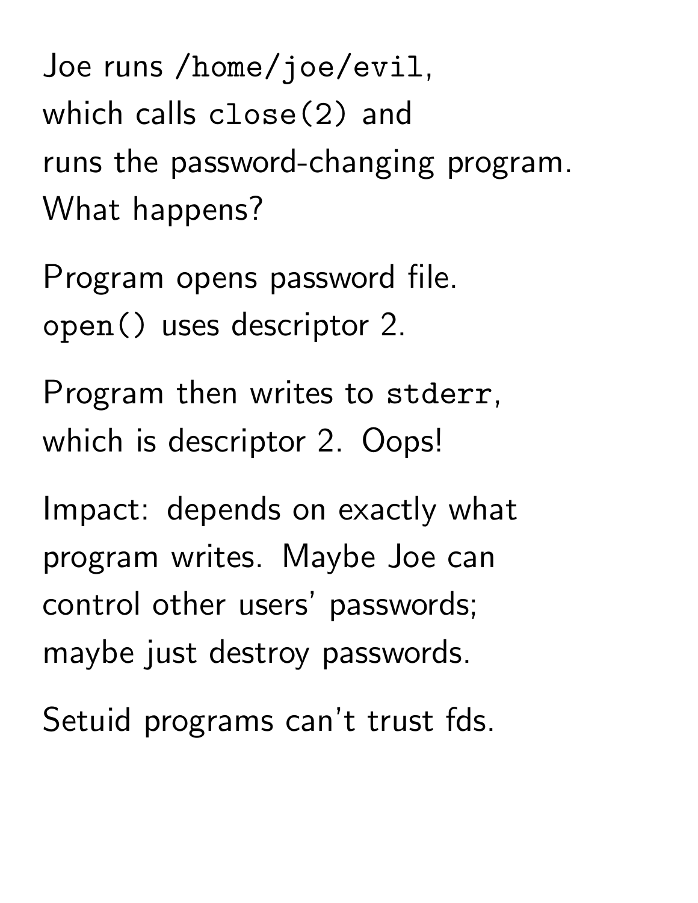Joe runs `/home/joe/evil`,
which calls `close(2)` and
runs the password-changing program.
What happens?

Program opens password file.
`open()` uses descriptor 2.

Program then writes to `stderr`,
which is descriptor 2. Oops!

Impact: depends on exactly what
program writes. Maybe Joe can
control other users' passwords;
maybe just destroy passwords.

Setuid programs can't trust fds.